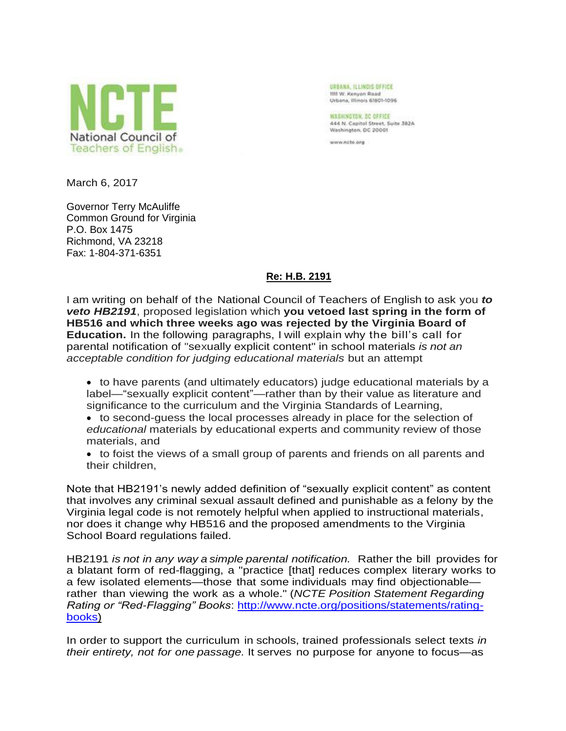NCTE
National Council of Teachers of English

URBANA, ILLINOIS OFFICE
1111 W. Kenyon Road
Urbana, Illinois 61801-1096

WASHINGTON, DC OFFICE
444 N. Capitol Street, Suite 382A
Washington, DC 20001

www.ncte.org

March 6, 2017

Governor Terry McAuliffe
Common Ground for Virginia
P.O. Box 1475
Richmond, VA 23218
Fax: 1-804-371-6351

**Re: H.B. 2191**

I am writing on behalf of the National Council of Teachers of English to ask you ***to veto HB2191***, proposed legislation which **you vetoed last spring in the form of HB516 and which three weeks ago was rejected by the Virginia Board of Education.** In the following paragraphs, I will explain why the bill's call for parental notification of "sexually explicit content" in school materials *is not an acceptable condition for judging educational materials* but an attempt

- to have parents (and ultimately educators) judge educational materials by a label—"sexually explicit content"—rather than by their value as literature and significance to the curriculum and the Virginia Standards of Learning,
- to second-guess the local processes already in place for the selection of *educational* materials by educational experts and community review of those materials, and
- to foist the views of a small group of parents and friends on all parents and their children,

Note that HB2191's newly added definition of "sexually explicit content" as content that involves any criminal sexual assault defined and punishable as a felony by the Virginia legal code is not remotely helpful when applied to instructional materials, nor does it change why HB516 and the proposed amendments to the Virginia School Board regulations failed.

HB2191 *is not in any way a simple parental notification.* Rather the bill provides for a blatant form of red-flagging, a "practice [that] reduces complex literary works to a few isolated elements—those that some individuals may find objectionable—rather than viewing the work as a whole." (*NCTE Position Statement Regarding Rating or "Red-Flagging" Books*: [http://www.ncte.org/positions/statements/rating-books](http://www.ncte.org/positions/statements/rating-books))

In order to support the curriculum in schools, trained professionals select texts *in their entirety, not for one passage.* It serves no purpose for anyone to focus—as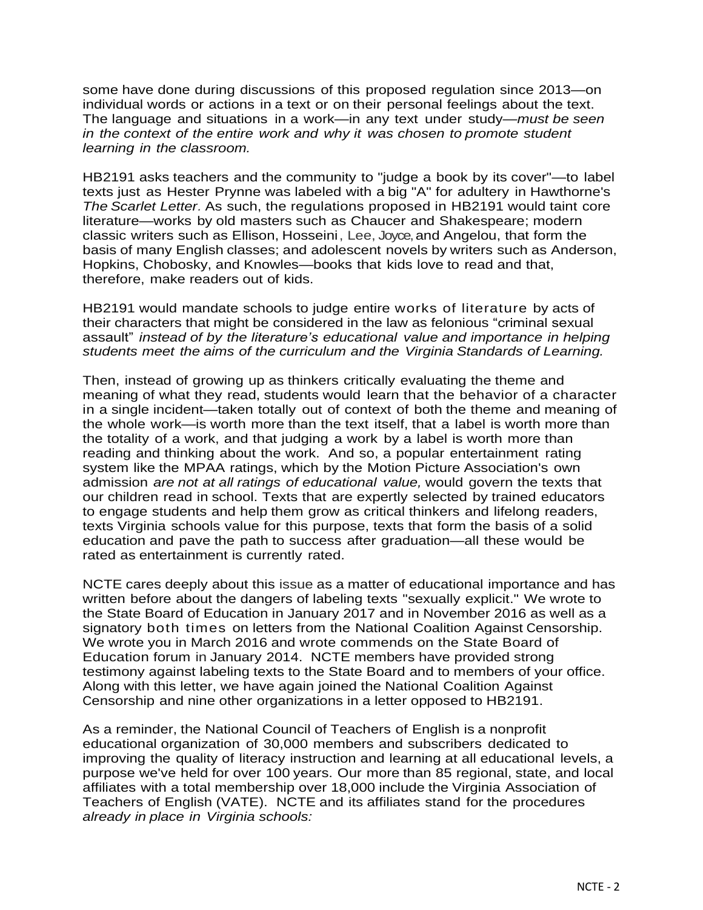some have done during discussions of this proposed regulation since 2013—on individual words or actions in a text or on their personal feelings about the text. The language and situations in a work—in any text under study—*must be seen in the context of the entire work and why it was chosen to promote student learning in the classroom.*

HB2191 asks teachers and the community to "judge a book by its cover"—to label texts just as Hester Prynne was labeled with a big "A" for adultery in Hawthorne's *The Scarlet Letter.* As such, the regulations proposed in HB2191 would taint core literature—works by old masters such as Chaucer and Shakespeare; modern classic writers such as Ellison, Hosseini, Lee, Joyce, and Angelou, that form the basis of many English classes; and adolescent novels by writers such as Anderson, Hopkins, Chobosky, and Knowles—books that kids love to read and that, therefore, make readers out of kids.

HB2191 would mandate schools to judge entire works of literature by acts of their characters that might be considered in the law as felonious "criminal sexual assault" *instead of by the literature's educational value and importance in helping students meet the aims of the curriculum and the Virginia Standards of Learning.*

Then, instead of growing up as thinkers critically evaluating the theme and meaning of what they read, students would learn that the behavior of a character in a single incident—taken totally out of context of both the theme and meaning of the whole work—is worth more than the text itself, that a label is worth more than the totality of a work, and that judging a work by a label is worth more than reading and thinking about the work. And so, a popular entertainment rating system like the MPAA ratings, which by the Motion Picture Association's own admission *are not at all ratings of educational value,* would govern the texts that our children read in school. Texts that are expertly selected by trained educators to engage students and help them grow as critical thinkers and lifelong readers, texts Virginia schools value for this purpose, texts that form the basis of a solid education and pave the path to success after graduation—all these would be rated as entertainment is currently rated.

NCTE cares deeply about this issue as a matter of educational importance and has written before about the dangers of labeling texts "sexually explicit." We wrote to the State Board of Education in January 2017 and in November 2016 as well as a signatory both times on letters from the National Coalition Against Censorship. We wrote you in March 2016 and wrote commends on the State Board of Education forum in January 2014. NCTE members have provided strong testimony against labeling texts to the State Board and to members of your office. Along with this letter, we have again joined the National Coalition Against Censorship and nine other organizations in a letter opposed to HB2191.

As a reminder, the National Council of Teachers of English is a nonprofit educational organization of 30,000 members and subscribers dedicated to improving the quality of literacy instruction and learning at all educational levels, a purpose we've held for over 100 years. Our more than 85 regional, state, and local affiliates with a total membership over 18,000 include the Virginia Association of Teachers of English (VATE). NCTE and its affiliates stand for the procedures *already in place in Virginia schools:*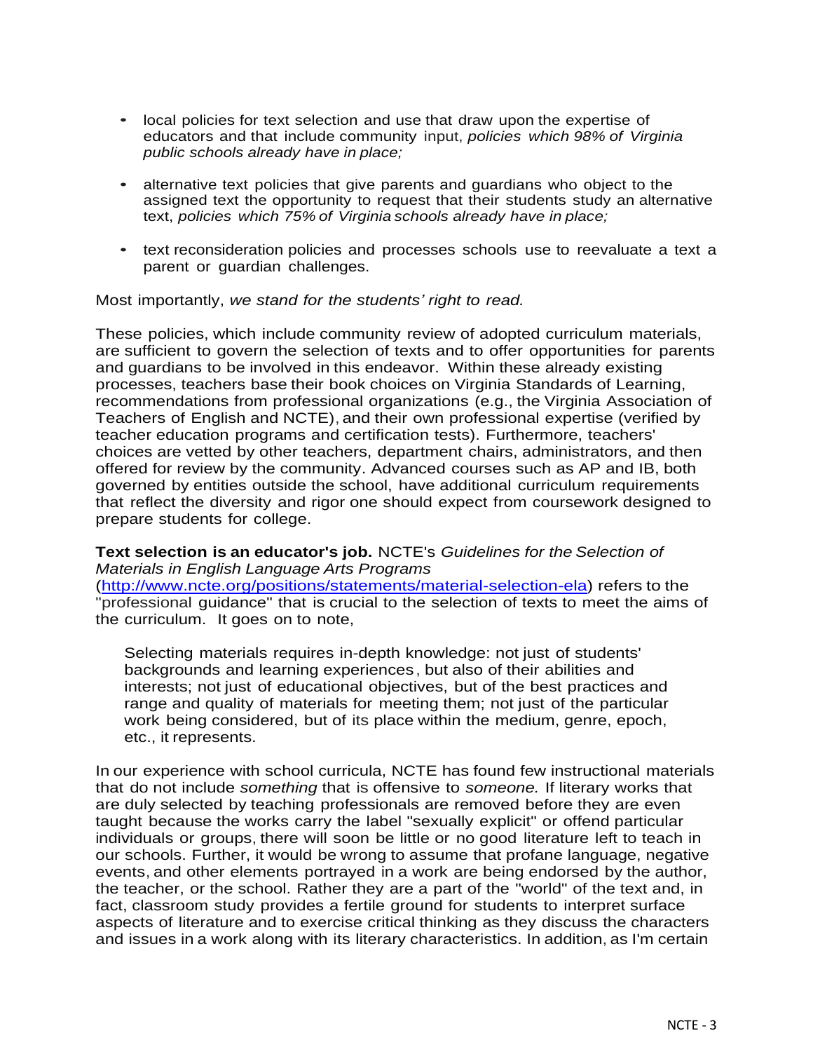- local policies for text selection and use that draw upon the expertise of educators and that include community input, *policies which 98% of Virginia public schools already have in place;*

- alternative text policies that give parents and guardians who object to the assigned text the opportunity to request that their students study an alternative text, *policies which 75% of Virginia schools already have in place;*

- text reconsideration policies and processes schools use to reevaluate a text a parent or guardian challenges.

Most importantly, *we stand for the students' right to read.*

These policies, which include community review of adopted curriculum materials, are sufficient to govern the selection of texts and to offer opportunities for parents and guardians to be involved in this endeavor. Within these already existing processes, teachers base their book choices on Virginia Standards of Learning, recommendations from professional organizations (e.g., the Virginia Association of Teachers of English and NCTE), and their own professional expertise (verified by teacher education programs and certification tests). Furthermore, teachers' choices are vetted by other teachers, department chairs, administrators, and then offered for review by the community. Advanced courses such as AP and IB, both governed by entities outside the school, have additional curriculum requirements that reflect the diversity and rigor one should expect from coursework designed to prepare students for college.

**Text selection is an educator's job.** NCTE's *Guidelines for the Selection of Materials in English Language Arts Programs* (http://www.ncte.org/positions/statements/material-selection-ela) refers to the "professional guidance" that is crucial to the selection of texts to meet the aims of the curriculum. It goes on to note,

> Selecting materials requires in-depth knowledge: not just of students' backgrounds and learning experiences, but also of their abilities and interests; not just of educational objectives, but of the best practices and range and quality of materials for meeting them; not just of the particular work being considered, but of its place within the medium, genre, epoch, etc., it represents.

In our experience with school curricula, NCTE has found few instructional materials that do not include *something* that is offensive to *someone.* If literary works that are duly selected by teaching professionals are removed before they are even taught because the works carry the label "sexually explicit" or offend particular individuals or groups, there will soon be little or no good literature left to teach in our schools. Further, it would be wrong to assume that profane language, negative events, and other elements portrayed in a work are being endorsed by the author, the teacher, or the school. Rather they are a part of the "world" of the text and, in fact, classroom study provides a fertile ground for students to interpret surface aspects of literature and to exercise critical thinking as they discuss the characters and issues in a work along with its literary characteristics. In addition, as I'm certain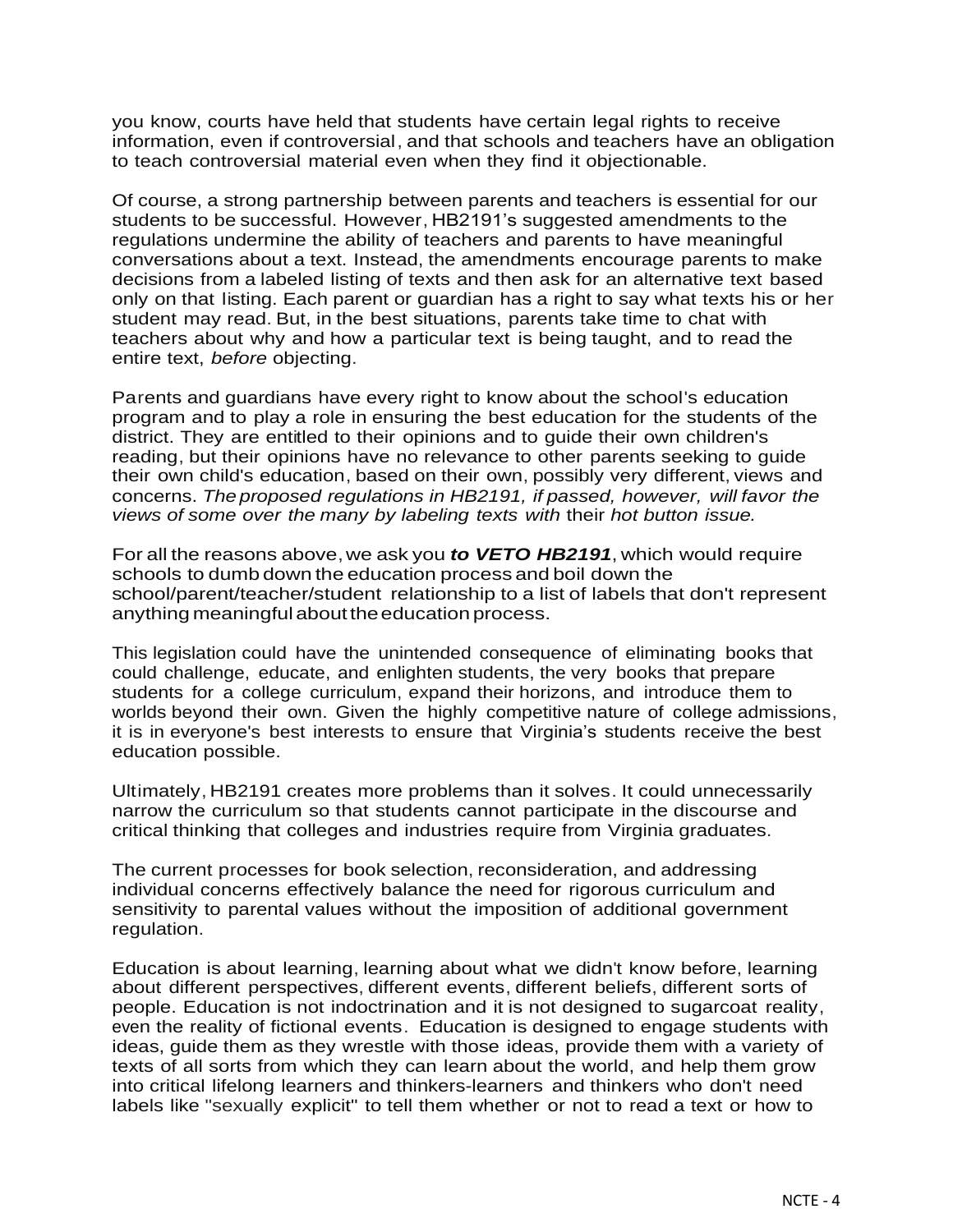you know, courts have held that students have certain legal rights to receive information, even if controversial, and that schools and teachers have an obligation to teach controversial material even when they find it objectionable.

Of course, a strong partnership between parents and teachers is essential for our students to be successful. However, HB2191's suggested amendments to the regulations undermine the ability of teachers and parents to have meaningful conversations about a text. Instead, the amendments encourage parents to make decisions from a labeled listing of texts and then ask for an alternative text based only on that listing. Each parent or guardian has a right to say what texts his or her student may read. But, in the best situations, parents take time to chat with teachers about why and how a particular text is being taught, and to read the entire text, *before* objecting.

Parents and guardians have every right to know about the school's education program and to play a role in ensuring the best education for the students of the district. They are entitled to their opinions and to guide their own children's reading, but their opinions have no relevance to other parents seeking to guide their own child's education, based on their own, possibly very different, views and concerns. *The proposed regulations in HB2191, if passed, however, will favor the views of some over the many by labeling texts with* their *hot button issue.*

For all the reasons above, we ask you ***to VETO HB2191***, which would require schools to dumb down the education process and boil down the school/parent/teacher/student relationship to a list of labels that don't represent anything meaningful about the education process.

This legislation could have the unintended consequence of eliminating books that could challenge, educate, and enlighten students, the very books that prepare students for a college curriculum, expand their horizons, and introduce them to worlds beyond their own. Given the highly competitive nature of college admissions, it is in everyone's best interests to ensure that Virginia's students receive the best education possible.

Ultimately, HB2191 creates more problems than it solves. It could unnecessarily narrow the curriculum so that students cannot participate in the discourse and critical thinking that colleges and industries require from Virginia graduates.

The current processes for book selection, reconsideration, and addressing individual concerns effectively balance the need for rigorous curriculum and sensitivity to parental values without the imposition of additional government regulation.

Education is about learning, learning about what we didn't know before, learning about different perspectives, different events, different beliefs, different sorts of people. Education is not indoctrination and it is not designed to sugarcoat reality, even the reality of fictional events. Education is designed to engage students with ideas, guide them as they wrestle with those ideas, provide them with a variety of texts of all sorts from which they can learn about the world, and help them grow into critical lifelong learners and thinkers-learners and thinkers who don't need labels like "sexually explicit" to tell them whether or not to read a text or how to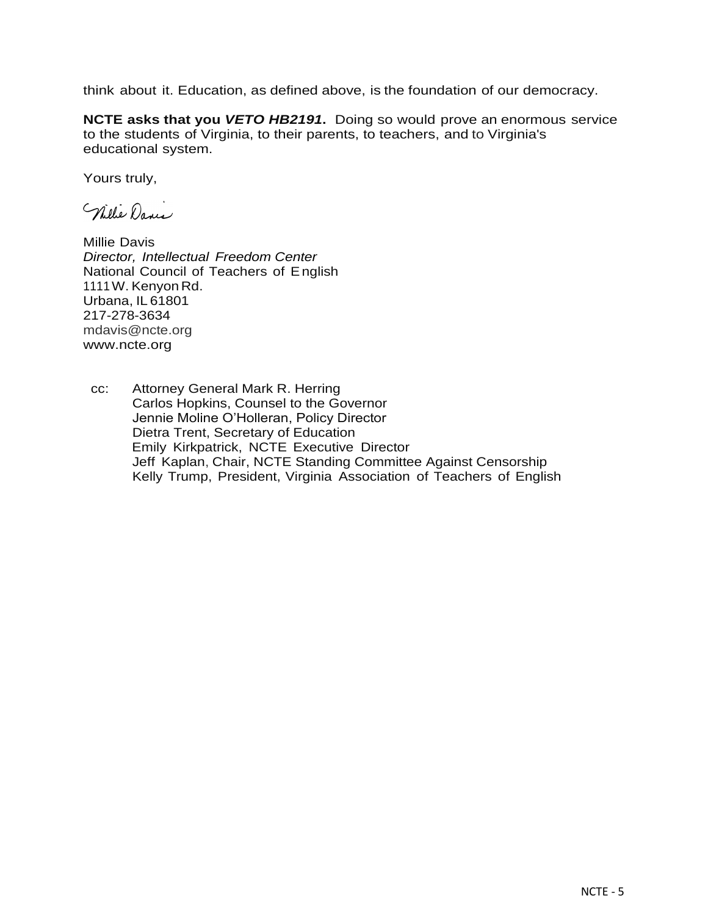think about it. Education, as defined above, is the foundation of our democracy.

**NCTE asks that you *VETO HB2191*.** Doing so would prove an enormous service to the students of Virginia, to their parents, to teachers, and to Virginia's educational system.

Yours truly,

Millie Davis

Millie Davis
*Director, Intellectual Freedom Center*
National Council of Teachers of English
1111 W. Kenyon Rd.
Urbana, IL 61801
217-278-3634
mdavis@ncte.org
www.ncte.org

cc: Attorney General Mark R. Herring
Carlos Hopkins, Counsel to the Governor
Jennie Moline O'Holleran, Policy Director
Dietra Trent, Secretary of Education
Emily Kirkpatrick, NCTE Executive Director
Jeff Kaplan, Chair, NCTE Standing Committee Against Censorship
Kelly Trump, President, Virginia Association of Teachers of English